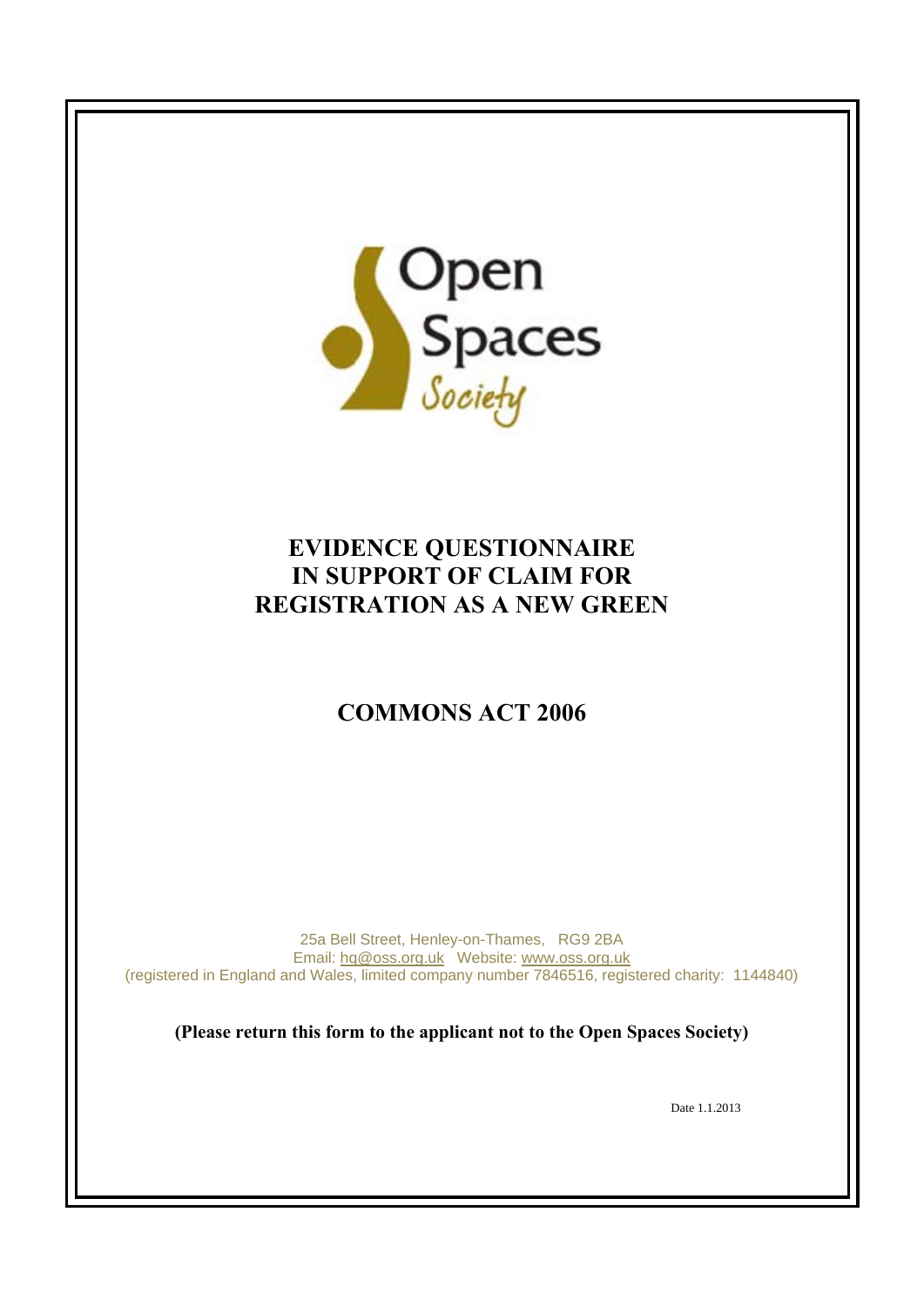Open Spaces Society

# EVIDENCE QUESTIONNAIRE IN SUPPORT OF CLAIM FOR REGISTRATION AS A NEW GREEN

## COMMONS ACT 2006

25a Bell Street, Henley-on-Thames, RG9 2BA
Email: hq@oss.org.uk Website: www.oss.org.uk
(registered in England and Wales, limited company number 7846516, registered charity: 1144840)

**(Please return this form to the applicant not to the Open Spaces Society)**

Date 1.1.2013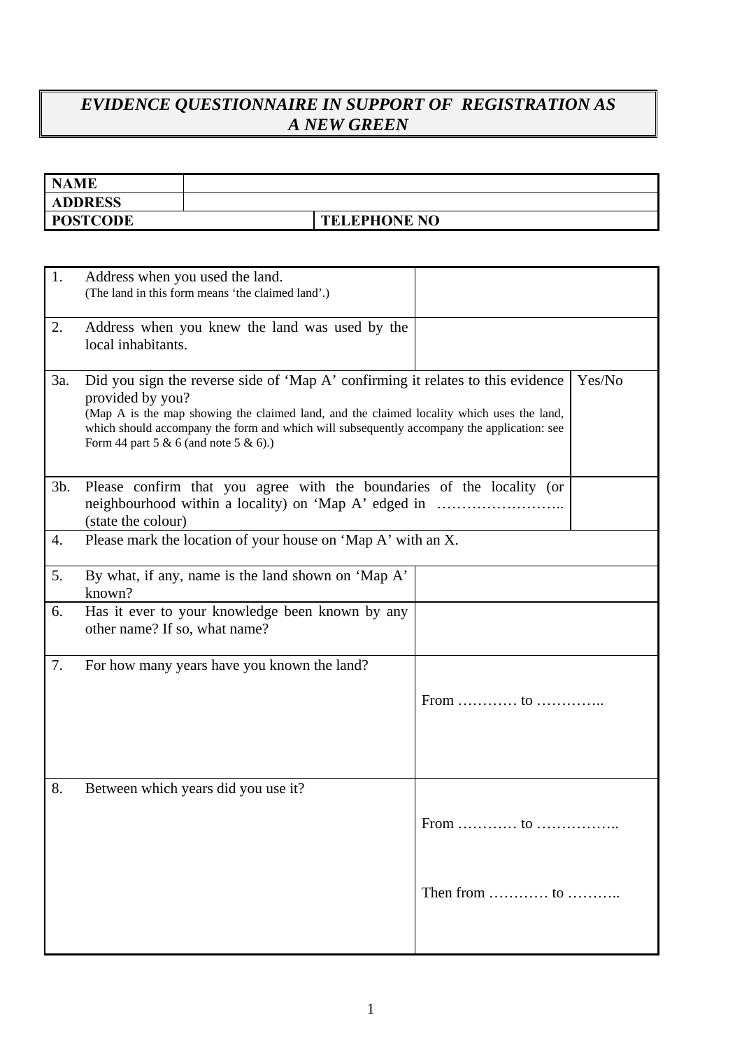# *EVIDENCE QUESTIONNAIRE IN SUPPORT OF REGISTRATION AS A NEW GREEN*

| **NAME** | |
|---|---|
| **ADDRESS** | |
| **POSTCODE** | **TELEPHONE NO** |

| | | |
|---|---|---|
| 1. | Address when you used the land.<br>(The land in this form means 'the claimed land'.) | |
| 2. | Address when you knew the land was used by the local inhabitants. | |
| 3a. | Did you sign the reverse side of 'Map A' confirming it relates to this evidence provided by you?<br>(Map A is the map showing the claimed land, and the claimed locality which uses the land, which should accompany the form and which will subsequently accompany the application: see Form 44 part 5 & 6 (and note 5 & 6).) | Yes/No |
| 3b. | Please confirm that you agree with the boundaries of the locality (or neighbourhood within a locality) on 'Map A' edged in …………………….. (state the colour) | |
| 4. | Please mark the location of your house on 'Map A' with an X. | |
| 5. | By what, if any, name is the land shown on 'Map A' known? | |
| 6. | Has it ever to your knowledge been known by any other name? If so, what name? | |
| 7. | For how many years have you known the land? | From ………… to ………….. |
| 8. | Between which years did you use it? | From ………… to ……………..<br><br>Then from ………… to ……….. |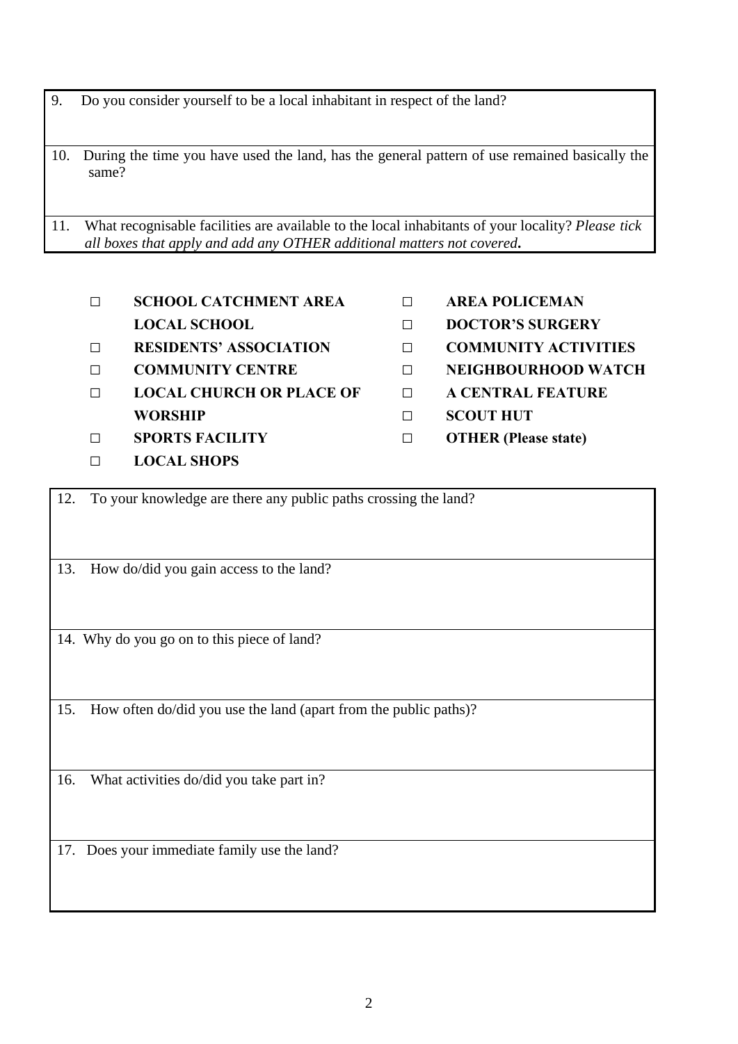9. Do you consider yourself to be a local inhabitant in respect of the land?

10. During the time you have used the land, has the general pattern of use remained basically the same?

11. What recognisable facilities are available to the local inhabitants of your locality? *Please tick all boxes that apply and add any OTHER additional matters not covered.*

- □ **SCHOOL CATCHMENT AREA LOCAL SCHOOL**
- □ **RESIDENTS' ASSOCIATION**
- □ **COMMUNITY CENTRE**
- □ **LOCAL CHURCH OR PLACE OF WORSHIP**
- □ **SPORTS FACILITY**
- □ **LOCAL SHOPS**
- □ **AREA POLICEMAN**
- □ **DOCTOR'S SURGERY**
- □ **COMMUNITY ACTIVITIES**
- □ **NEIGHBOURHOOD WATCH**
- □ **A CENTRAL FEATURE**
- □ **SCOUT HUT**
- □ **OTHER (Please state)**

12. To your knowledge are there any public paths crossing the land?

13. How do/did you gain access to the land?

14. Why do you go on to this piece of land?

15. How often do/did you use the land (apart from the public paths)?

16. What activities do/did you take part in?

17. Does your immediate family use the land?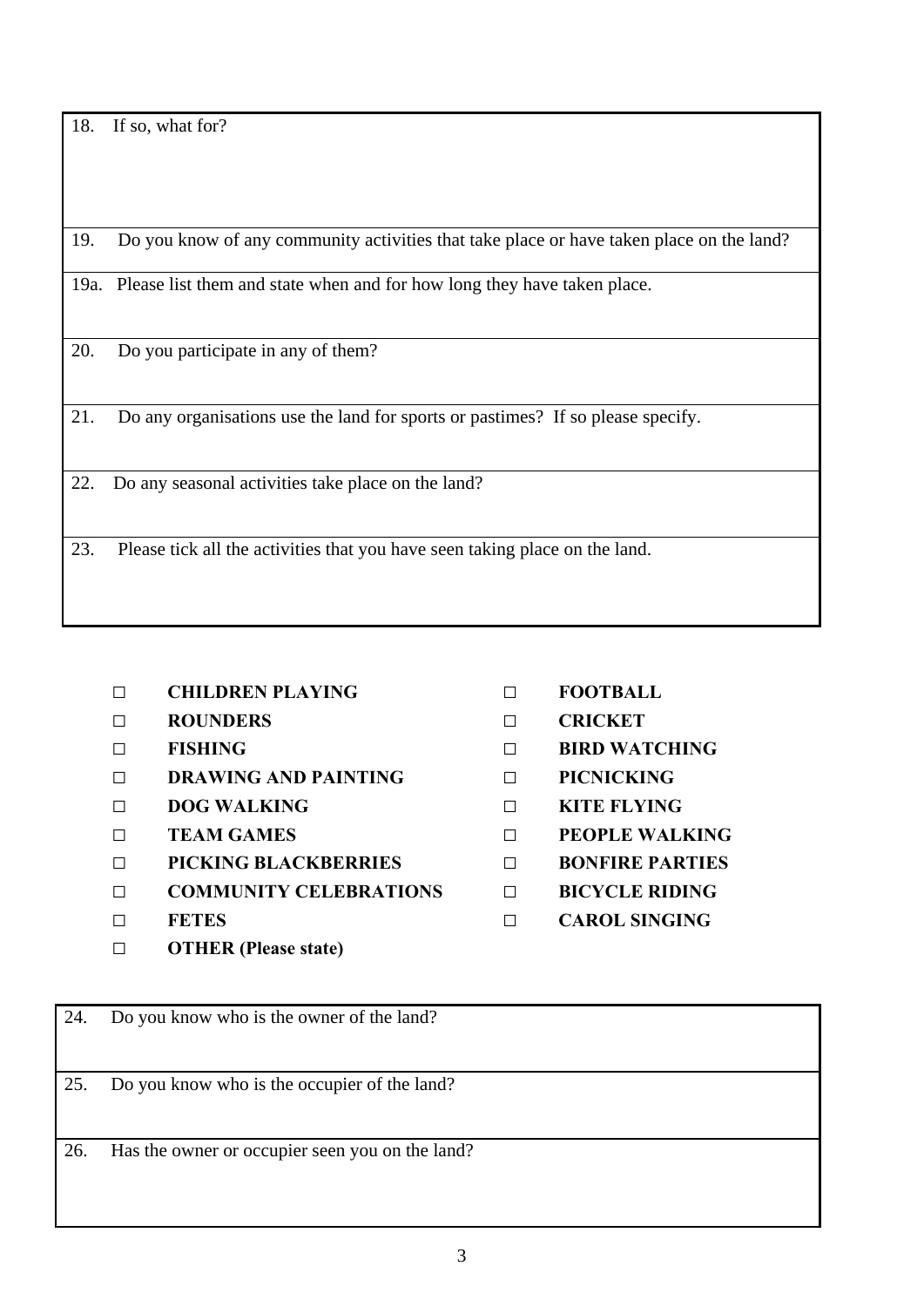| | |
|---|---|
| 18. | If so, what for? |
| 19. | Do you know of any community activities that take place or have taken place on the land? |
| 19a. | Please list them and state when and for how long they have taken place. |
| 20. | Do you participate in any of them? |
| 21. | Do any organisations use the land for sports or pastimes? If so please specify. |
| 22. | Do any seasonal activities take place on the land? |
| 23. | Please tick all the activities that you have seen taking place on the land. |

- □ **CHILDREN PLAYING**
- □ **ROUNDERS**
- □ **FISHING**
- □ **DRAWING AND PAINTING**
- □ **DOG WALKING**
- □ **TEAM GAMES**
- □ **PICKING BLACKBERRIES**
- □ **COMMUNITY CELEBRATIONS**
- □ **FETES**
- □ **OTHER (Please state)**
- □ **FOOTBALL**
- □ **CRICKET**
- □ **BIRD WATCHING**
- □ **PICNICKING**
- □ **KITE FLYING**
- □ **PEOPLE WALKING**
- □ **BONFIRE PARTIES**
- □ **BICYCLE RIDING**
- □ **CAROL SINGING**

| | |
|---|---|
| 24. | Do you know who is the owner of the land? |
| 25. | Do you know who is the occupier of the land? |
| 26. | Has the owner or occupier seen you on the land? |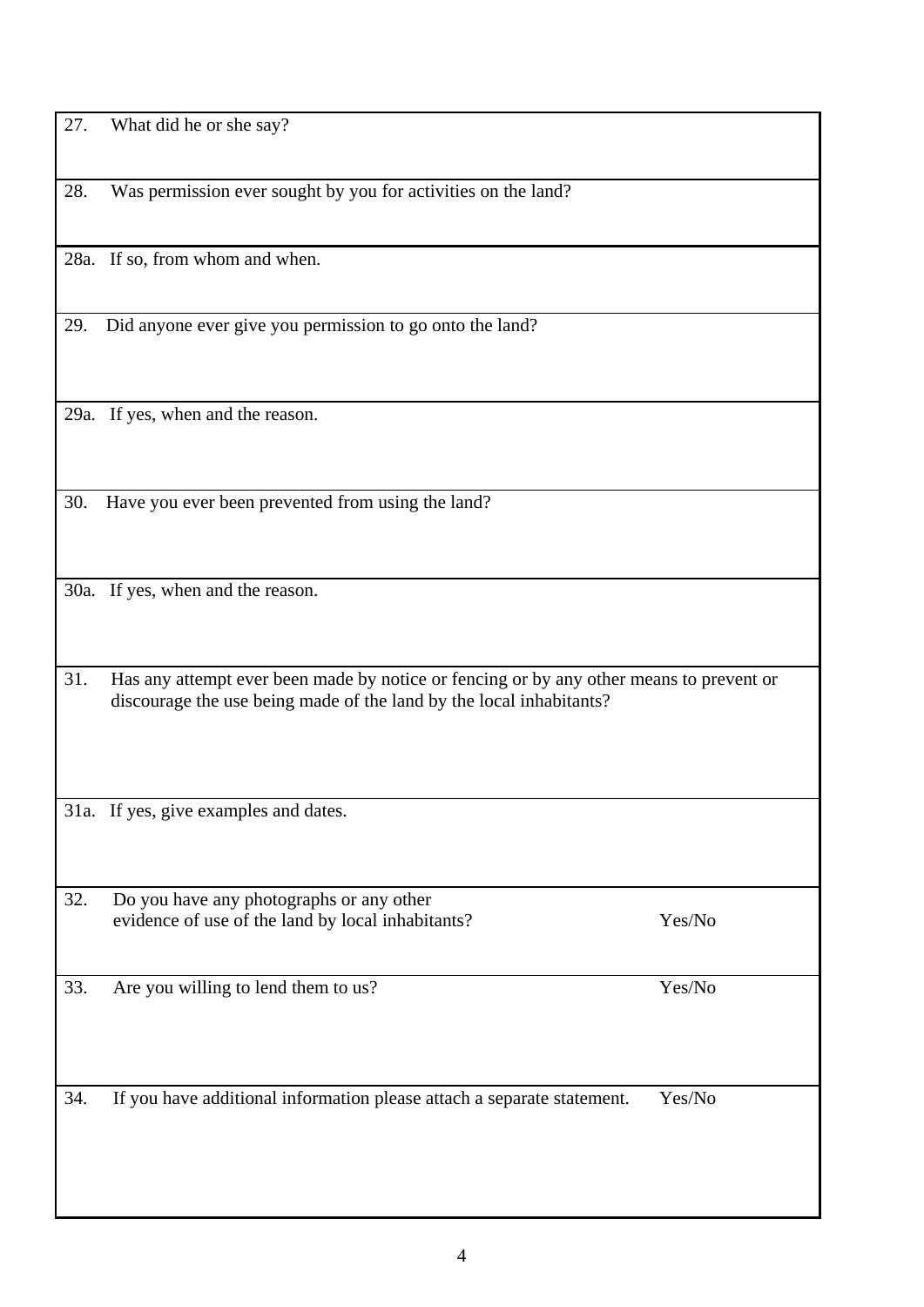| | |
|---|---|
| 27. What did he or she say? | |
| 28. Was permission ever sought by you for activities on the land? | |
| 28a. If so, from whom and when. | |
| 29. Did anyone ever give you permission to go onto the land? | |
| 29a. If yes, when and the reason. | |
| 30. Have you ever been prevented from using the land? | |
| 30a. If yes, when and the reason. | |
| 31. Has any attempt ever been made by notice or fencing or by any other means to prevent or discourage the use being made of the land by the local inhabitants? | |
| 31a. If yes, give examples and dates. | |
| 32. Do you have any photographs or any other evidence of use of the land by local inhabitants? | Yes/No |
| 33. Are you willing to lend them to us? | Yes/No |
| 34. If you have additional information please attach a separate statement. | Yes/No |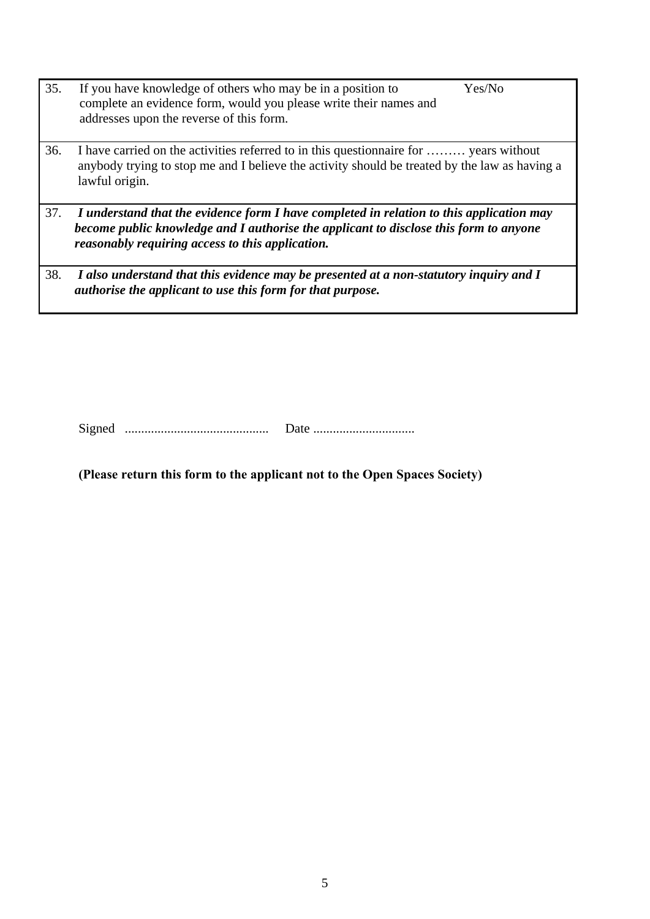| | | |
|---|---|---|
| 35. | If you have knowledge of others who may be in a position to complete an evidence form, would you please write their names and addresses upon the reverse of this form. | Yes/No |
| 36. | I have carried on the activities referred to in this questionnaire for ……… years without anybody trying to stop me and I believe the activity should be treated by the law as having a lawful origin. | |
| 37. | ***I understand that the evidence form I have completed in relation to this application may become public knowledge and I authorise the applicant to disclose this form to anyone reasonably requiring access to this application.*** | |
| 38. | ***I also understand that this evidence may be presented at a non-statutory inquiry and I authorise the applicant to use this form for that purpose.*** | |

Signed ........................................... Date ..............................

**(Please return this form to the applicant not to the Open Spaces Society)**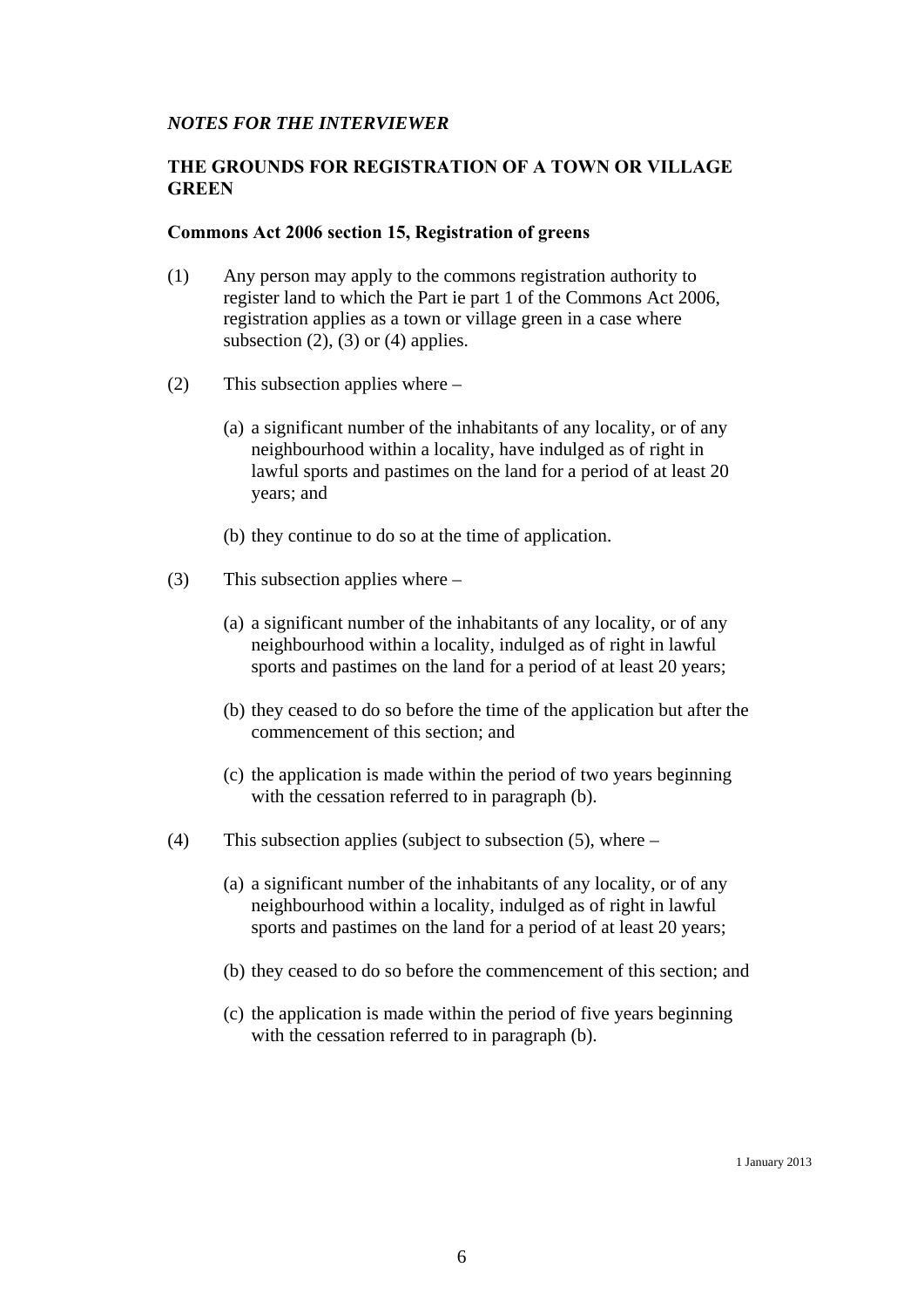*NOTES FOR THE INTERVIEWER*

**THE GROUNDS FOR REGISTRATION OF A TOWN OR VILLAGE GREEN**

**Commons Act 2006 section 15, Registration of greens**

(1) Any person may apply to the commons registration authority to register land to which the Part ie part 1 of the Commons Act 2006, registration applies as a town or village green in a case where subsection (2), (3) or (4) applies.

(2) This subsection applies where –

(a) a significant number of the inhabitants of any locality, or of any neighbourhood within a locality, have indulged as of right in lawful sports and pastimes on the land for a period of at least 20 years; and

(b) they continue to do so at the time of application.

(3) This subsection applies where –

(a) a significant number of the inhabitants of any locality, or of any neighbourhood within a locality, indulged as of right in lawful sports and pastimes on the land for a period of at least 20 years;

(b) they ceased to do so before the time of the application but after the commencement of this section; and

(c) the application is made within the period of two years beginning with the cessation referred to in paragraph (b).

(4) This subsection applies (subject to subsection (5), where –

(a) a significant number of the inhabitants of any locality, or of any neighbourhood within a locality, indulged as of right in lawful sports and pastimes on the land for a period of at least 20 years;

(b) they ceased to do so before the commencement of this section; and

(c) the application is made within the period of five years beginning with the cessation referred to in paragraph (b).

1 January 2013